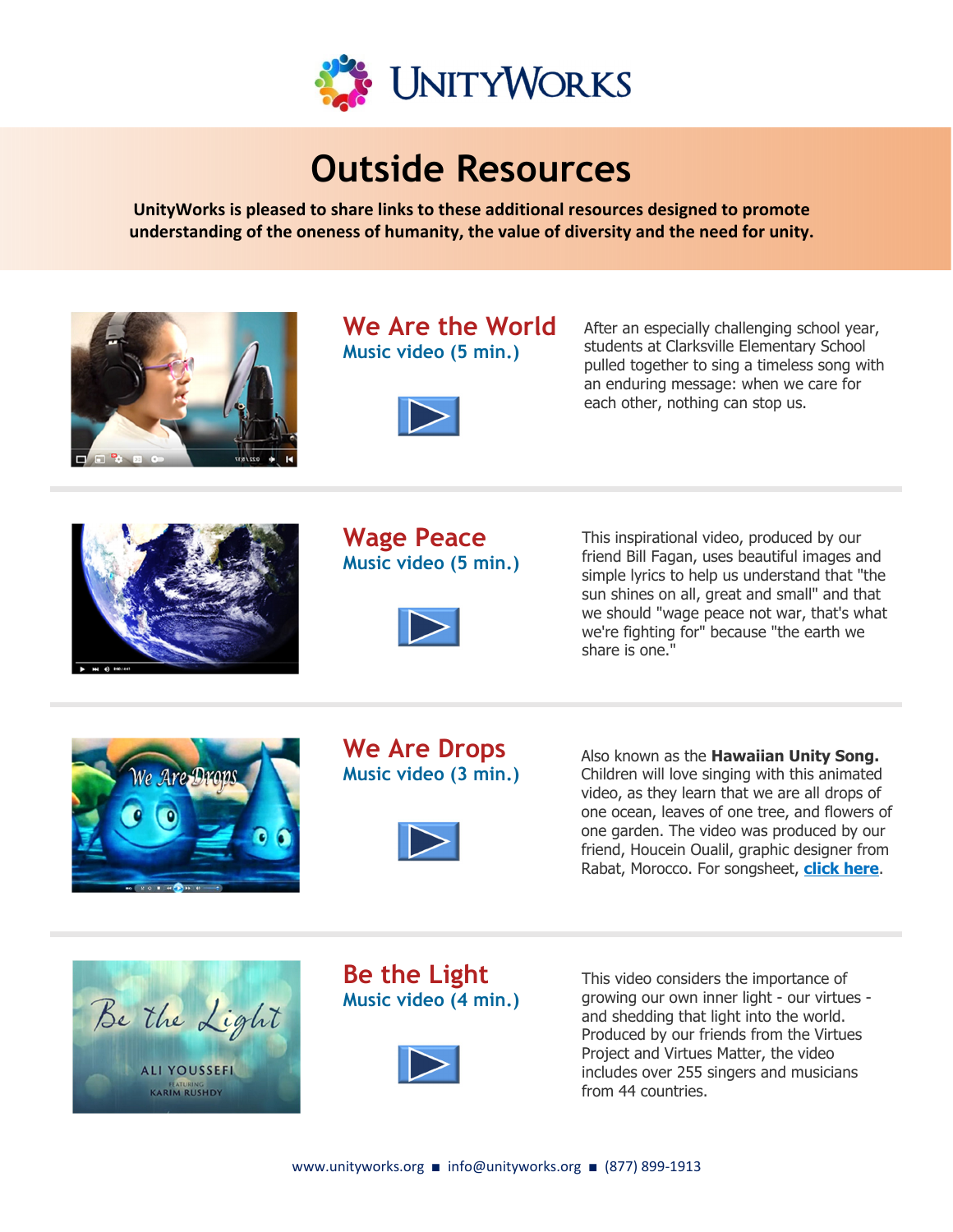# UnityWorks

## Outside Resources

**UnityWorks is pleased to share links to these additional resources designed to promote understanding of the oneness of humanity, the value of diversity and the need for unity.**

### We Are the World

Music video (5 min.)

After an especially challenging school year, students at Clarksville Elementary School pulled together to sing a timeless song with an enduring message: when we care for each other, nothing can stop us.

### Wage Peace

Music video (5 min.)

This inspirational video, produced by our friend Bill Fagan, uses beautiful images and simple lyrics to help us understand that "the sun shines on all, great and small" and that we should "wage peace not war, that's what we're fighting for" because "the earth we share is one."

### We Are Drops

Music video (3 min.)

Also known as the **Hawaiian Unity Song.** Children will love singing with this animated video, as they learn that we are all drops of one ocean, leaves of one tree, and flowers of one garden. The video was produced by our friend, Houcein Oualil, graphic designer from Rabat, Morocco. For songsheet, **click here**.

### Be the Light

Music video (4 min.)

This video considers the importance of growing our own inner light - our virtues - and shedding that light into the world. Produced by our friends from the Virtues Project and Virtues Matter, the video includes over 255 singers and musicians from 44 countries.

www.unityworks.org ■ info@unityworks.org ■ (877) 899-1913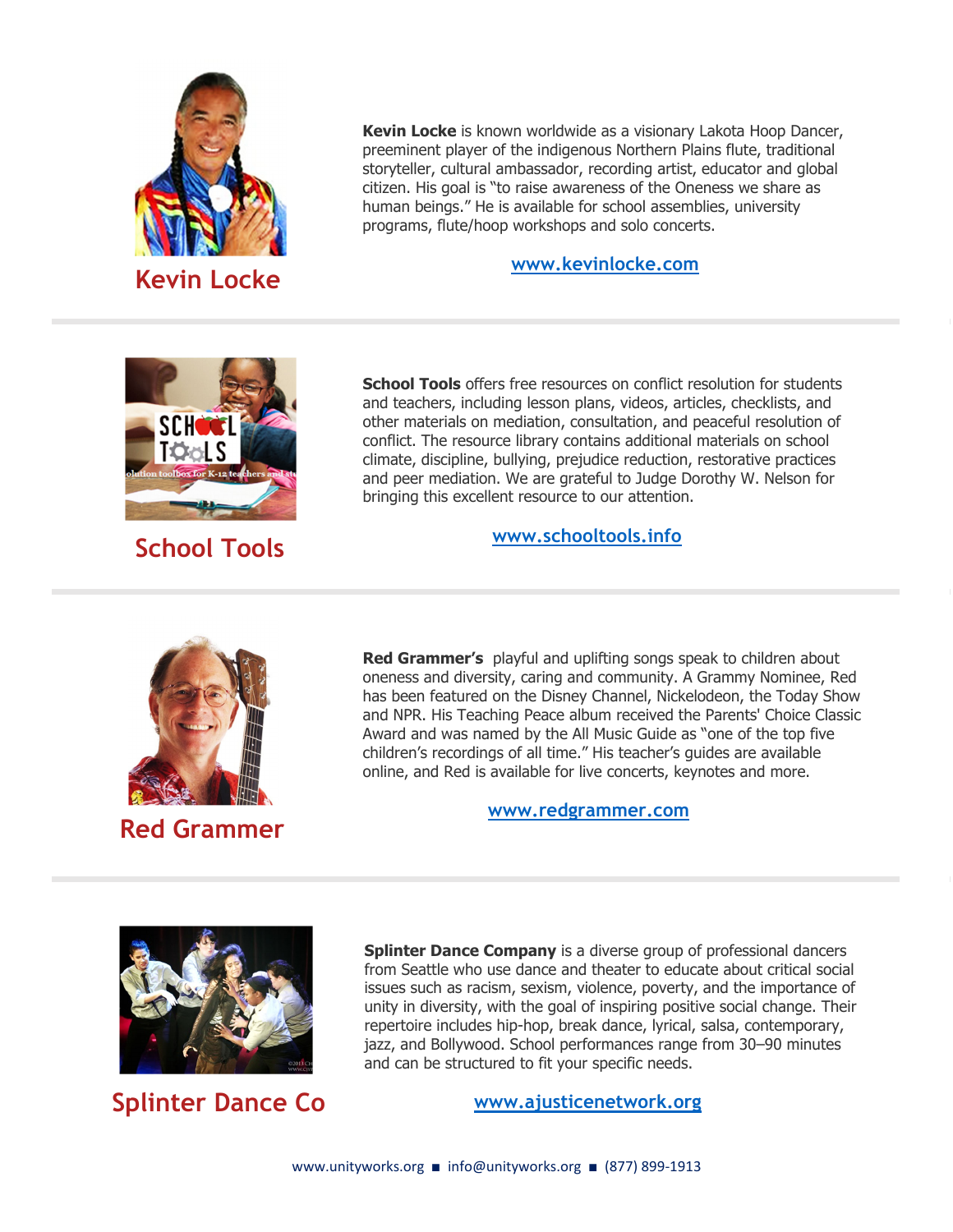## Kevin Locke

**Kevin Locke** is known worldwide as a visionary Lakota Hoop Dancer, preeminent player of the indigenous Northern Plains flute, traditional storyteller, cultural ambassador, recording artist, educator and global citizen. His goal is "to raise awareness of the Oneness we share as human beings." He is available for school assemblies, university programs, flute/hoop workshops and solo concerts.

[www.kevinlocke.com](http://www.kevinlocke.com)

---

## School Tools

**School Tools** offers free resources on conflict resolution for students and teachers, including lesson plans, videos, articles, checklists, and other materials on mediation, consultation, and peaceful resolution of conflict. The resource library contains additional materials on school climate, discipline, bullying, prejudice reduction, restorative practices and peer mediation. We are grateful to Judge Dorothy W. Nelson for bringing this excellent resource to our attention.

[www.schooltools.info](http://www.schooltools.info)

---

## Red Grammer

**Red Grammer's** playful and uplifting songs speak to children about oneness and diversity, caring and community. A Grammy Nominee, Red has been featured on the Disney Channel, Nickelodeon, the Today Show and NPR. His Teaching Peace album received the Parents' Choice Classic Award and was named by the All Music Guide as "one of the top five children's recordings of all time." His teacher's guides are available online, and Red is available for live concerts, keynotes and more.

[www.redgrammer.com](http://www.redgrammer.com)

---

## Splinter Dance Co

**Splinter Dance Company** is a diverse group of professional dancers from Seattle who use dance and theater to educate about critical social issues such as racism, sexism, violence, poverty, and the importance of unity in diversity, with the goal of inspiring positive social change. Their repertoire includes hip-hop, break dance, lyrical, salsa, contemporary, jazz, and Bollywood. School performances range from 30–90 minutes and can be structured to fit your specific needs.

[www.ajusticenetwork.org](http://www.ajusticenetwork.org)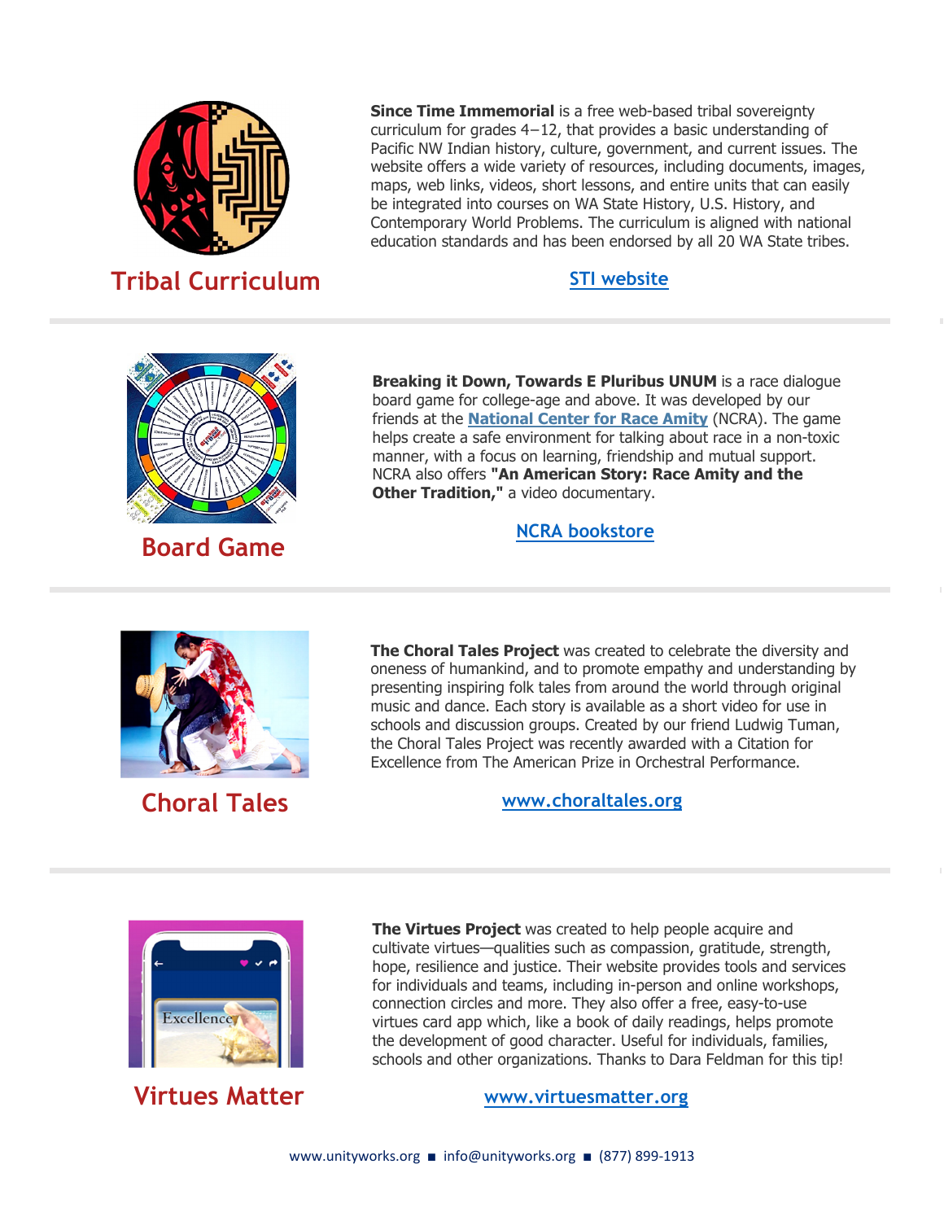## Tribal Curriculum

**Since Time Immemorial** is a free web-based tribal sovereignty curriculum for grades 4–12, that provides a basic understanding of Pacific NW Indian history, culture, government, and current issues. The website offers a wide variety of resources, including documents, images, maps, web links, videos, short lessons, and entire units that can easily be integrated into courses on WA State History, U.S. History, and Contemporary World Problems. The curriculum is aligned with national education standards and has been endorsed by all 20 WA State tribes.

STI website

---

## Board Game

**Breaking it Down, Towards E Pluribus UNUM** is a race dialogue board game for college-age and above. It was developed by our friends at the **National Center for Race Amity** (NCRA). The game helps create a safe environment for talking about race in a non-toxic manner, with a focus on learning, friendship and mutual support. NCRA also offers **"An American Story: Race Amity and the Other Tradition,"** a video documentary.

NCRA bookstore

---

## Choral Tales

**The Choral Tales Project** was created to celebrate the diversity and oneness of humankind, and to promote empathy and understanding by presenting inspiring folk tales from around the world through original music and dance. Each story is available as a short video for use in schools and discussion groups. Created by our friend Ludwig Tuman, the Choral Tales Project was recently awarded with a Citation for Excellence from The American Prize in Orchestral Performance.

www.choraltales.org

---

## Virtues Matter

**The Virtues Project** was created to help people acquire and cultivate virtues—qualities such as compassion, gratitude, strength, hope, resilience and justice. Their website provides tools and services for individuals and teams, including in-person and online workshops, connection circles and more. They also offer a free, easy-to-use virtues card app which, like a book of daily readings, helps promote the development of good character. Useful for individuals, families, schools and other organizations. Thanks to Dara Feldman for this tip!

www.virtuesmatter.org

www.unityworks.org ■ info@unityworks.org ■ (877) 899-1913